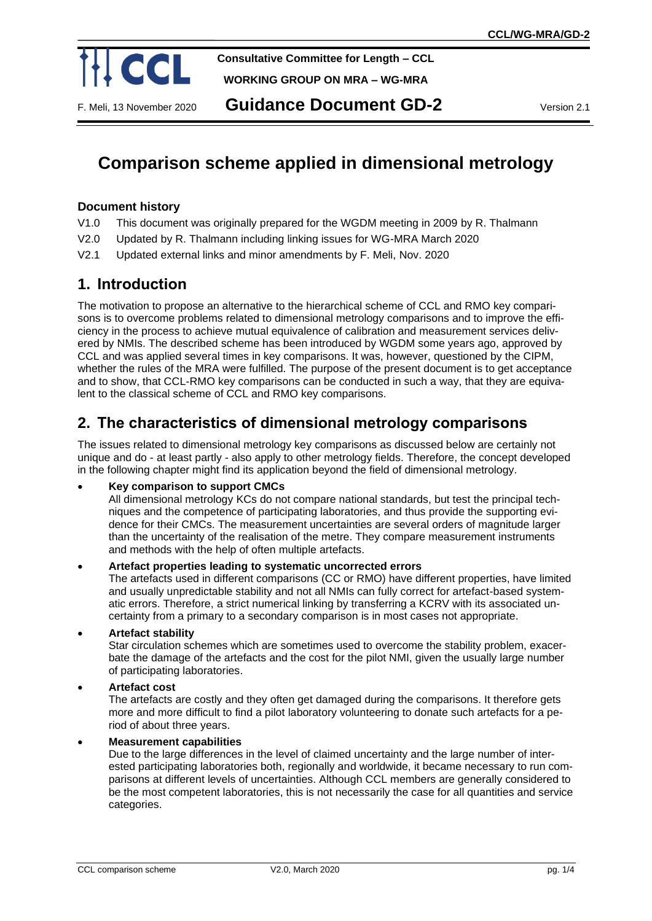CCL/WG-MRA/GD-2

**Consultative Committee for Length – CCL**

**WORKING GROUP ON MRA – WG-MRA**

F. Meli, 13 November 2020 **Guidance Document GD-2** Version 2.1

# Comparison scheme applied in dimensional metrology

### Document history

- V1.0 This document was originally prepared for the WGDM meeting in 2009 by R. Thalmann
- V2.0 Updated by R. Thalmann including linking issues for WG-MRA March 2020
- V2.1 Updated external links and minor amendments by F. Meli, Nov. 2020

## 1. Introduction

The motivation to propose an alternative to the hierarchical scheme of CCL and RMO key comparisons is to overcome problems related to dimensional metrology comparisons and to improve the efficiency in the process to achieve mutual equivalence of calibration and measurement services delivered by NMIs. The described scheme has been introduced by WGDM some years ago, approved by CCL and was applied several times in key comparisons. It was, however, questioned by the CIPM, whether the rules of the MRA were fulfilled. The purpose of the present document is to get acceptance and to show, that CCL-RMO key comparisons can be conducted in such a way, that they are equivalent to the classical scheme of CCL and RMO key comparisons.

## 2. The characteristics of dimensional metrology comparisons

The issues related to dimensional metrology key comparisons as discussed below are certainly not unique and do - at least partly - also apply to other metrology fields. Therefore, the concept developed in the following chapter might find its application beyond the field of dimensional metrology.

- **Key comparison to support CMCs**
  All dimensional metrology KCs do not compare national standards, but test the principal techniques and the competence of participating laboratories, and thus provide the supporting evidence for their CMCs. The measurement uncertainties are several orders of magnitude larger than the uncertainty of the realisation of the metre. They compare measurement instruments and methods with the help of often multiple artefacts.
- **Artefact properties leading to systematic uncorrected errors**
  The artefacts used in different comparisons (CC or RMO) have different properties, have limited and usually unpredictable stability and not all NMIs can fully correct for artefact-based systematic errors. Therefore, a strict numerical linking by transferring a KCRV with its associated uncertainty from a primary to a secondary comparison is in most cases not appropriate.
- **Artefact stability**
  Star circulation schemes which are sometimes used to overcome the stability problem, exacerbate the damage of the artefacts and the cost for the pilot NMI, given the usually large number of participating laboratories.
- **Artefact cost**
  The artefacts are costly and they often get damaged during the comparisons. It therefore gets more and more difficult to find a pilot laboratory volunteering to donate such artefacts for a period of about three years.
- **Measurement capabilities**
  Due to the large differences in the level of claimed uncertainty and the large number of interested participating laboratories both, regionally and worldwide, it became necessary to run comparisons at different levels of uncertainties. Although CCL members are generally considered to be the most competent laboratories, this is not necessarily the case for all quantities and service categories.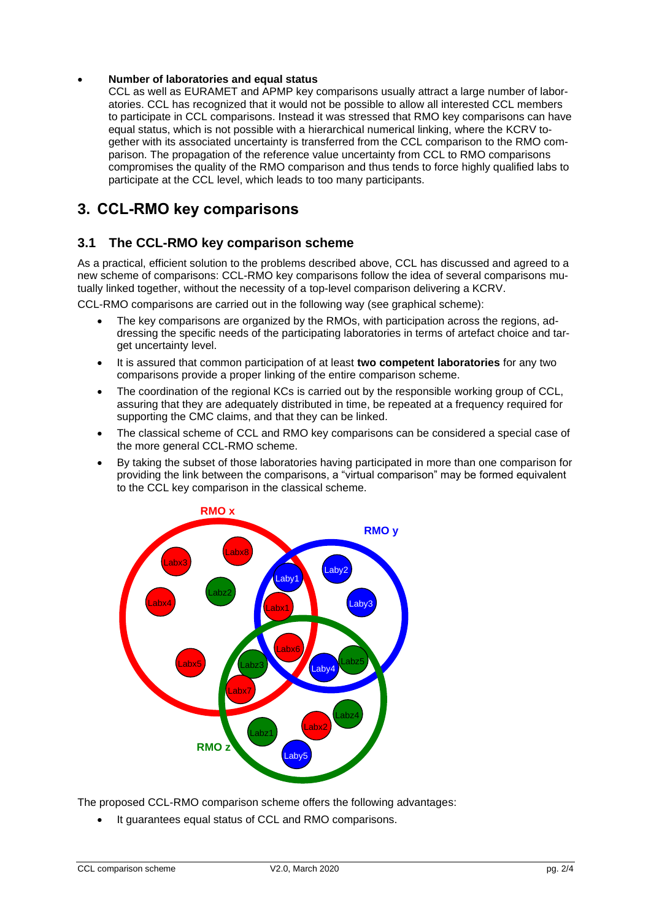- **Number of laboratories and equal status**
  CCL as well as EURAMET and APMP key comparisons usually attract a large number of laboratories. CCL has recognized that it would not be possible to allow all interested CCL members to participate in CCL comparisons. Instead it was stressed that RMO key comparisons can have equal status, which is not possible with a hierarchical numerical linking, where the KCRV together with its associated uncertainty is transferred from the CCL comparison to the RMO comparison. The propagation of the reference value uncertainty from CCL to RMO comparisons compromises the quality of the RMO comparison and thus tends to force highly qualified labs to participate at the CCL level, which leads to too many participants.

# 3. CCL-RMO key comparisons

## 3.1 The CCL-RMO key comparison scheme

As a practical, efficient solution to the problems described above, CCL has discussed and agreed to a new scheme of comparisons: CCL-RMO key comparisons follow the idea of several comparisons mutually linked together, without the necessity of a top-level comparison delivering a KCRV.

CCL-RMO comparisons are carried out in the following way (see graphical scheme):

- The key comparisons are organized by the RMOs, with participation across the regions, addressing the specific needs of the participating laboratories in terms of artefact choice and target uncertainty level.
- It is assured that common participation of at least **two competent laboratories** for any two comparisons provide a proper linking of the entire comparison scheme.
- The coordination of the regional KCs is carried out by the responsible working group of CCL, assuring that they are adequately distributed in time, be repeated at a frequency required for supporting the CMC claims, and that they can be linked.
- The classical scheme of CCL and RMO key comparisons can be considered a special case of the more general CCL-RMO scheme.
- By taking the subset of those laboratories having participated in more than one comparison for providing the link between the comparisons, a "virtual comparison" may be formed equivalent to the CCL key comparison in the classical scheme.

The proposed CCL-RMO comparison scheme offers the following advantages:

- It guarantees equal status of CCL and RMO comparisons.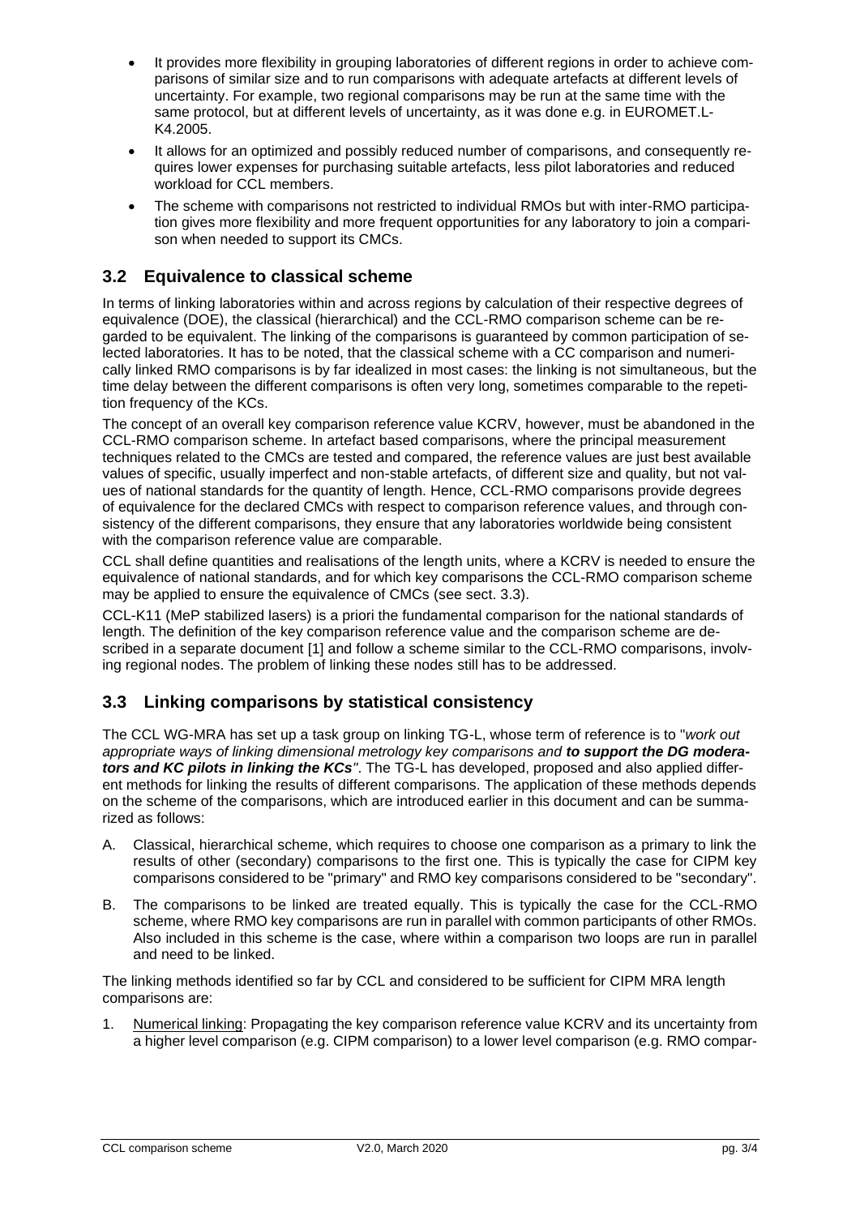- It provides more flexibility in grouping laboratories of different regions in order to achieve comparisons of similar size and to run comparisons with adequate artefacts at different levels of uncertainty. For example, two regional comparisons may be run at the same time with the same protocol, but at different levels of uncertainty, as it was done e.g. in EUROMET.L-K4.2005.
- It allows for an optimized and possibly reduced number of comparisons, and consequently requires lower expenses for purchasing suitable artefacts, less pilot laboratories and reduced workload for CCL members.
- The scheme with comparisons not restricted to individual RMOs but with inter-RMO participation gives more flexibility and more frequent opportunities for any laboratory to join a comparison when needed to support its CMCs.

## 3.2 Equivalence to classical scheme

In terms of linking laboratories within and across regions by calculation of their respective degrees of equivalence (DOE), the classical (hierarchical) and the CCL-RMO comparison scheme can be regarded to be equivalent. The linking of the comparisons is guaranteed by common participation of selected laboratories. It has to be noted, that the classical scheme with a CC comparison and numerically linked RMO comparisons is by far idealized in most cases: the linking is not simultaneous, but the time delay between the different comparisons is often very long, sometimes comparable to the repetition frequency of the KCs.

The concept of an overall key comparison reference value KCRV, however, must be abandoned in the CCL-RMO comparison scheme. In artefact based comparisons, where the principal measurement techniques related to the CMCs are tested and compared, the reference values are just best available values of specific, usually imperfect and non-stable artefacts, of different size and quality, but not values of national standards for the quantity of length. Hence, CCL-RMO comparisons provide degrees of equivalence for the declared CMCs with respect to comparison reference values, and through consistency of the different comparisons, they ensure that any laboratories worldwide being consistent with the comparison reference value are comparable.

CCL shall define quantities and realisations of the length units, where a KCRV is needed to ensure the equivalence of national standards, and for which key comparisons the CCL-RMO comparison scheme may be applied to ensure the equivalence of CMCs (see sect. 3.3).

CCL-K11 (MeP stabilized lasers) is a priori the fundamental comparison for the national standards of length. The definition of the key comparison reference value and the comparison scheme are described in a separate document [1] and follow a scheme similar to the CCL-RMO comparisons, involving regional nodes. The problem of linking these nodes still has to be addressed.

## 3.3 Linking comparisons by statistical consistency

The CCL WG-MRA has set up a task group on linking TG-L, whose term of reference is to "*work out appropriate ways of linking dimensional metrology key comparisons and* ***to support the DG moderators and KC pilots in linking the KCs***". The TG-L has developed, proposed and also applied different methods for linking the results of different comparisons. The application of these methods depends on the scheme of the comparisons, which are introduced earlier in this document and can be summarized as follows:

A. Classical, hierarchical scheme, which requires to choose one comparison as a primary to link the results of other (secondary) comparisons to the first one. This is typically the case for CIPM key comparisons considered to be "primary" and RMO key comparisons considered to be "secondary".

B. The comparisons to be linked are treated equally. This is typically the case for the CCL-RMO scheme, where RMO key comparisons are run in parallel with common participants of other RMOs. Also included in this scheme is the case, where within a comparison two loops are run in parallel and need to be linked.

The linking methods identified so far by CCL and considered to be sufficient for CIPM MRA length comparisons are:

1. Numerical linking: Propagating the key comparison reference value KCRV and its uncertainty from a higher level comparison (e.g. CIPM comparison) to a lower level comparison (e.g. RMO compar-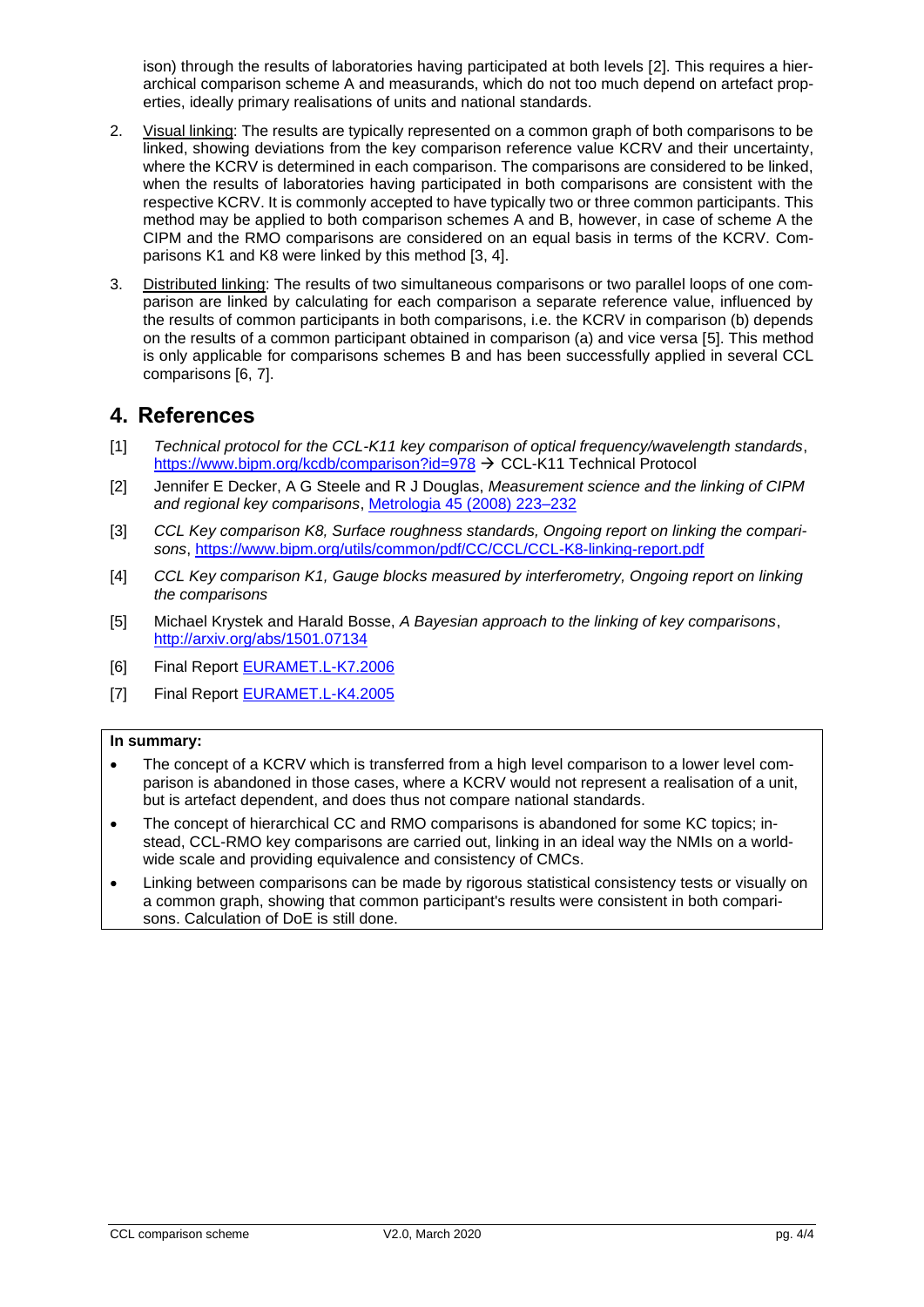ison) through the results of laboratories having participated at both levels [2]. This requires a hierarchical comparison scheme A and measurands, which do not too much depend on artefact properties, ideally primary realisations of units and national standards.

2. Visual linking: The results are typically represented on a common graph of both comparisons to be linked, showing deviations from the key comparison reference value KCRV and their uncertainty, where the KCRV is determined in each comparison. The comparisons are considered to be linked, when the results of laboratories having participated in both comparisons are consistent with the respective KCRV. It is commonly accepted to have typically two or three common participants. This method may be applied to both comparison schemes A and B, however, in case of scheme A the CIPM and the RMO comparisons are considered on an equal basis in terms of the KCRV. Comparisons K1 and K8 were linked by this method [3, 4].

3. Distributed linking: The results of two simultaneous comparisons or two parallel loops of one comparison are linked by calculating for each comparison a separate reference value, influenced by the results of common participants in both comparisons, i.e. the KCRV in comparison (b) depends on the results of a common participant obtained in comparison (a) and vice versa [5]. This method is only applicable for comparisons schemes B and has been successfully applied in several CCL comparisons [6, 7].

## 4. References

[1] *Technical protocol for the CCL-K11 key comparison of optical frequency/wavelength standards*, https://www.bipm.org/kcdb/comparison?id=978 → CCL-K11 Technical Protocol

[2] Jennifer E Decker, A G Steele and R J Douglas, *Measurement science and the linking of CIPM and regional key comparisons*, Metrologia 45 (2008) 223–232

[3] *CCL Key comparison K8, Surface roughness standards, Ongoing report on linking the comparisons*, https://www.bipm.org/utils/common/pdf/CC/CCL/CCL-K8-linking-report.pdf

[4] *CCL Key comparison K1, Gauge blocks measured by interferometry, Ongoing report on linking the comparisons*

[5] Michael Krystek and Harald Bosse, *A Bayesian approach to the linking of key comparisons*, http://arxiv.org/abs/1501.07134

[6] Final Report EURAMET.L-K7.2006

[7] Final Report EURAMET.L-K4.2005

**In summary:**

- The concept of a KCRV which is transferred from a high level comparison to a lower level comparison is abandoned in those cases, where a KCRV would not represent a realisation of a unit, but is artefact dependent, and does thus not compare national standards.
- The concept of hierarchical CC and RMO comparisons is abandoned for some KC topics; instead, CCL-RMO key comparisons are carried out, linking in an ideal way the NMIs on a worldwide scale and providing equivalence and consistency of CMCs.
- Linking between comparisons can be made by rigorous statistical consistency tests or visually on a common graph, showing that common participant's results were consistent in both comparisons. Calculation of DoE is still done.